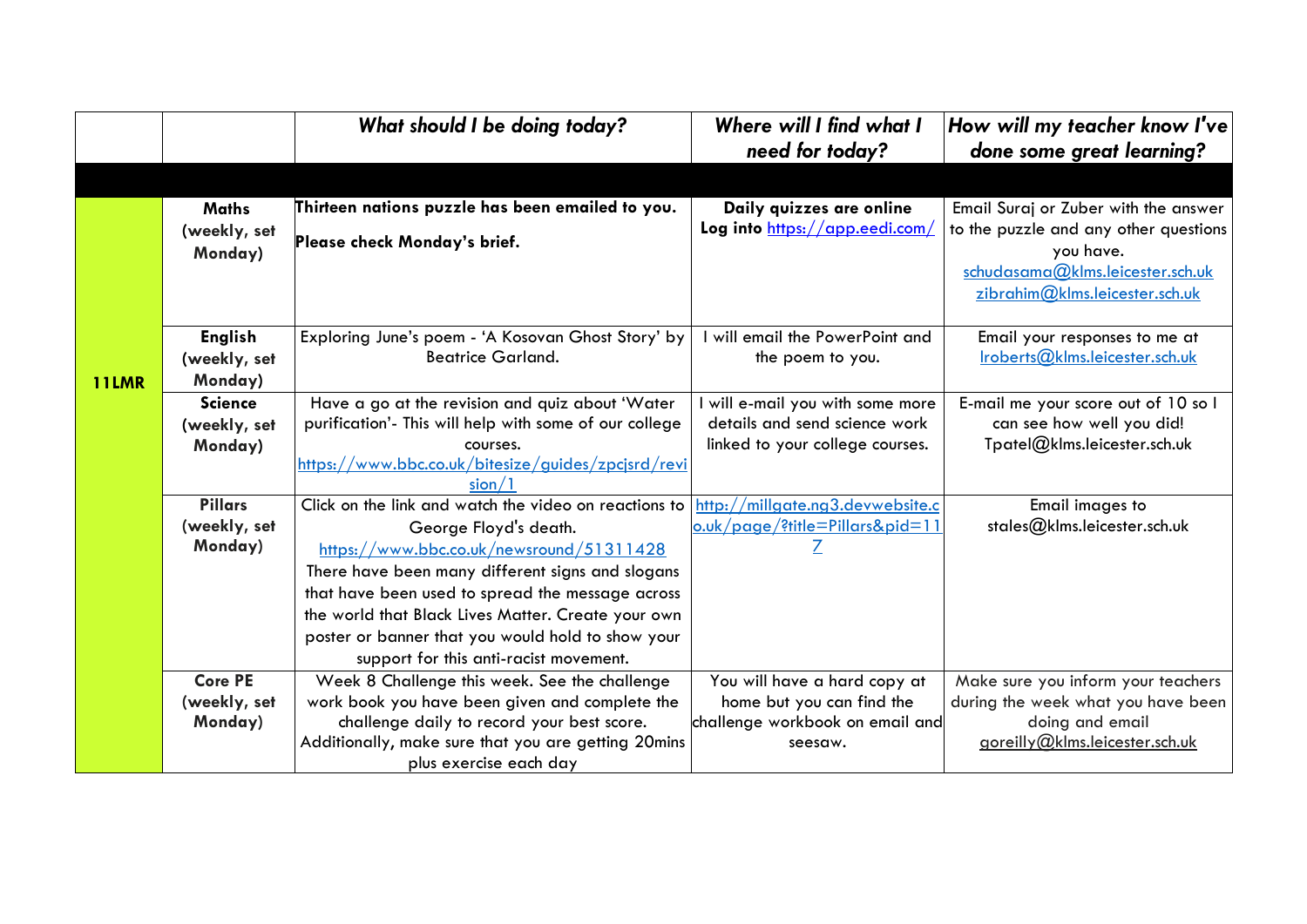| | | *What should I be doing today?* | *Where will I find what I need for today?* | *How will my teacher know I've done some great learning?* |
|---|---|---|---|---|
| | | | | |
| **11LMR** | **Maths (weekly, set Monday)** | **Thirteen nations puzzle has been emailed to you.** **Please check Monday's brief.** | **Daily quizzes are online Log into** https://app.eedi.com/ | Email Suraj or Zuber with the answer to the puzzle and any other questions you have. schudasama@klms.leicester.sch.uk zibrahim@klms.leicester.sch.uk |
| | **English (weekly, set Monday)** | Exploring June's poem - 'A Kosovan Ghost Story' by Beatrice Garland. | I will email the PowerPoint and the poem to you. | Email your responses to me at lroberts@klms.leicester.sch.uk |
| | **Science (weekly, set Monday)** | Have a go at the revision and quiz about 'Water purification'- This will help with some of our college courses. https://www.bbc.co.uk/bitesize/guides/zpcjsrd/revision/1 | I will e-mail you with some more details and send science work linked to your college courses. | E-mail me your score out of 10 so I can see how well you did! Tpatel@klms.leicester.sch.uk |
| | **Pillars (weekly, set Monday)** | Click on the link and watch the video on reactions to George Floyd's death. https://www.bbc.co.uk/newsround/51311428 There have been many different signs and slogans that have been used to spread the message across the world that Black Lives Matter. Create your own poster or banner that you would hold to show your support for this anti-racist movement. | http://millgate.ng3.devwebsite.co.uk/page/?title=Pillars&pid=117 | Email images to stales@klms.leicester.sch.uk |
| | **Core PE (weekly, set Monday)** | Week 8 Challenge this week. See the challenge work book you have been given and complete the challenge daily to record your best score. Additionally, make sure that you are getting 20mins plus exercise each day | You will have a hard copy at home but you can find the challenge workbook on email and seesaw. | Make sure you inform your teachers during the week what you have been doing and email goreilly@klms.leicester.sch.uk |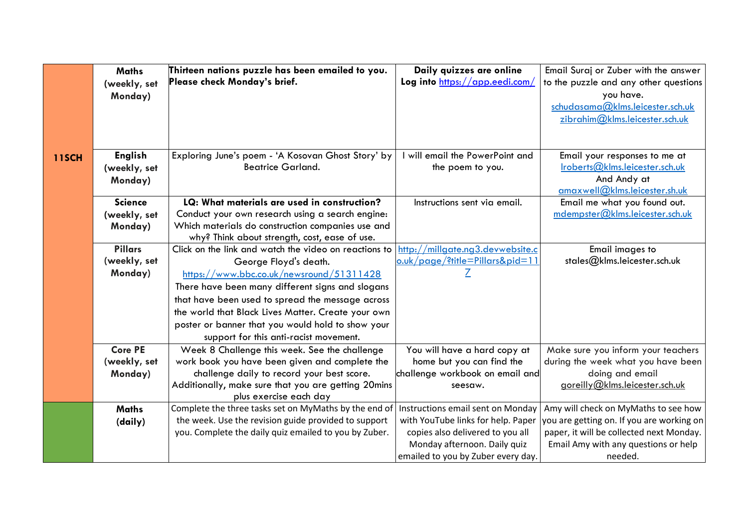| | | | | |
|---|---|---|---|---|
| **11SCH** | **Maths (weekly, set Monday)** | **Thirteen nations puzzle has been emailed to you. Please check Monday's brief.** | **Daily quizzes are online Log into https://app.eedi.com/** | Email Suraj or Zuber with the answer to the puzzle and any other questions you have. schudasama@klms.leicester.sch.uk zibrahim@klms.leicester.sch.uk |
| | **English (weekly, set Monday)** | Exploring June's poem - 'A Kosovan Ghost Story' by Beatrice Garland. | I will email the PowerPoint and the poem to you. | Email your responses to me at lroberts@klms.leicester.sch.uk And Andy at amaxwell@klms.leicester.sh.uk |
| | **Science (weekly, set Monday)** | **LQ: What materials are used in construction?** Conduct your own research using a search engine: Which materials do construction companies use and why? Think about strength, cost, ease of use. | Instructions sent via email. | Email me what you found out. mdempster@klms.leicester.sch.uk |
| | **Pillars (weekly, set Monday)** | Click on the link and watch the video on reactions to George Floyd's death. https://www.bbc.co.uk/newsround/51311428 There have been many different signs and slogans that have been used to spread the message across the world that Black Lives Matter. Create your own poster or banner that you would hold to show your support for this anti-racist movement. | http://millgate.ng3.devwebsite.co.uk/page/?title=Pillars&pid=117 | Email images to stales@klms.leicester.sch.uk |
| | **Core PE (weekly, set Monday)** | Week 8 Challenge this week. See the challenge work book you have been given and complete the challenge daily to record your best score. Additionally, make sure that you are getting 20mins plus exercise each day | You will have a hard copy at home but you can find the challenge workbook on email and seesaw. | Make sure you inform your teachers during the week what you have been doing and email goreilly@klms.leicester.sch.uk |
| | **Maths (daily)** | Complete the three tasks set on MyMaths by the end of the week. Use the revision guide provided to support you. Complete the daily quiz emailed to you by Zuber. | Instructions email sent on Monday with YouTube links for help. Paper copies also delivered to you all Monday afternoon. Daily quiz emailed to you by Zuber every day. | Amy will check on MyMaths to see how you are getting on. If you are working on paper, it will be collected next Monday. Email Amy with any questions or help needed. |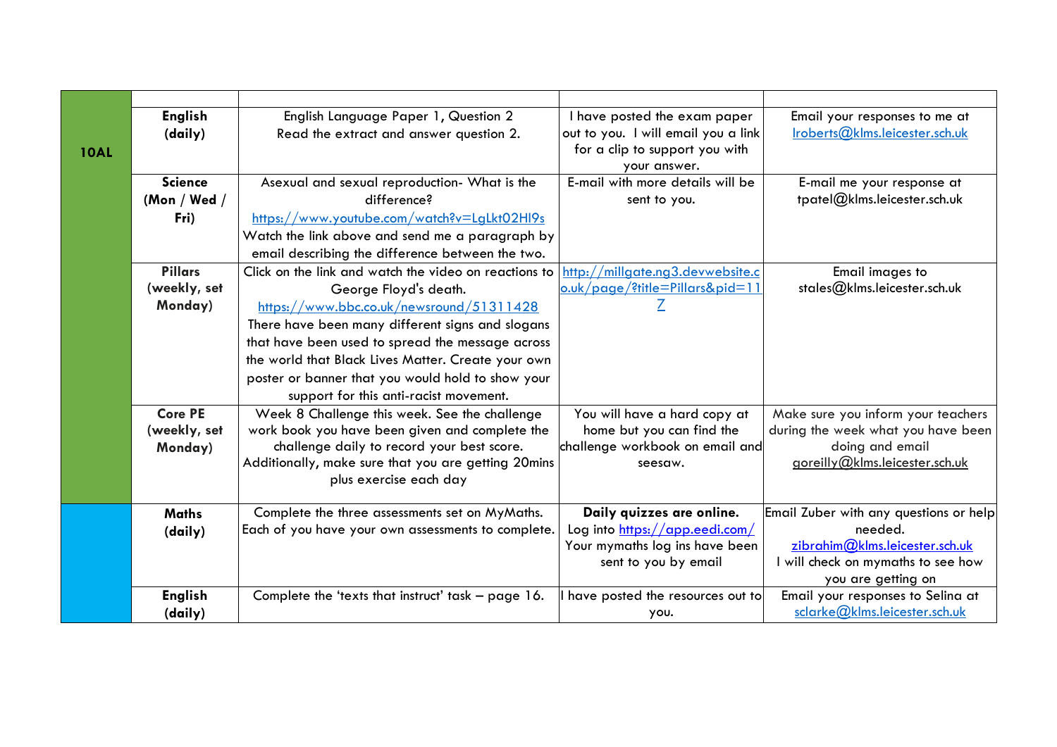| | | | | |
|---|---|---|---|---|
| 10AL | English (daily) | English Language Paper 1, Question 2<br>Read the extract and answer question 2. | I have posted the exam paper out to you. I will email you a link for a clip to support you with your answer. | Email your responses to me at lroberts@klms.leicester.sch.uk |
| | Science (Mon / Wed / Fri) | Asexual and sexual reproduction- What is the difference?<br>https://www.youtube.com/watch?v=LgLkt02Hl9s<br>Watch the link above and send me a paragraph by email describing the difference between the two. | E-mail with more details will be sent to you. | E-mail me your response at tpatel@klms.leicester.sch.uk |
| | Pillars (weekly, set Monday) | Click on the link and watch the video on reactions to George Floyd's death.<br>https://www.bbc.co.uk/newsround/51311428<br>There have been many different signs and slogans that have been used to spread the message across the world that Black Lives Matter. Create your own poster or banner that you would hold to show your support for this anti-racist movement. | http://millgate.ng3.devwebsite.co.uk/page/?title=Pillars&pid=117 | Email images to stales@klms.leicester.sch.uk |
| | Core PE (weekly, set Monday) | Week 8 Challenge this week. See the challenge work book you have been given and complete the challenge daily to record your best score. Additionally, make sure that you are getting 20mins plus exercise each day | You will have a hard copy at home but you can find the challenge workbook on email and seesaw. | Make sure you inform your teachers during the week what you have been doing and email goreilly@klms.leicester.sch.uk |
| | Maths (daily) | Complete the three assessments set on MyMaths. Each of you have your own assessments to complete. | **Daily quizzes are online.**<br>Log into https://app.eedi.com/<br>Your mymaths log ins have been sent to you by email | Email Zuber with any questions or help needed.<br>zibrahim@klms.leicester.sch.uk<br>I will check on mymaths to see how you are getting on |
| | English (daily) | Complete the 'texts that instruct' task – page 16. | I have posted the resources out to you. | Email your responses to Selina at sclarke@klms.leicester.sch.uk |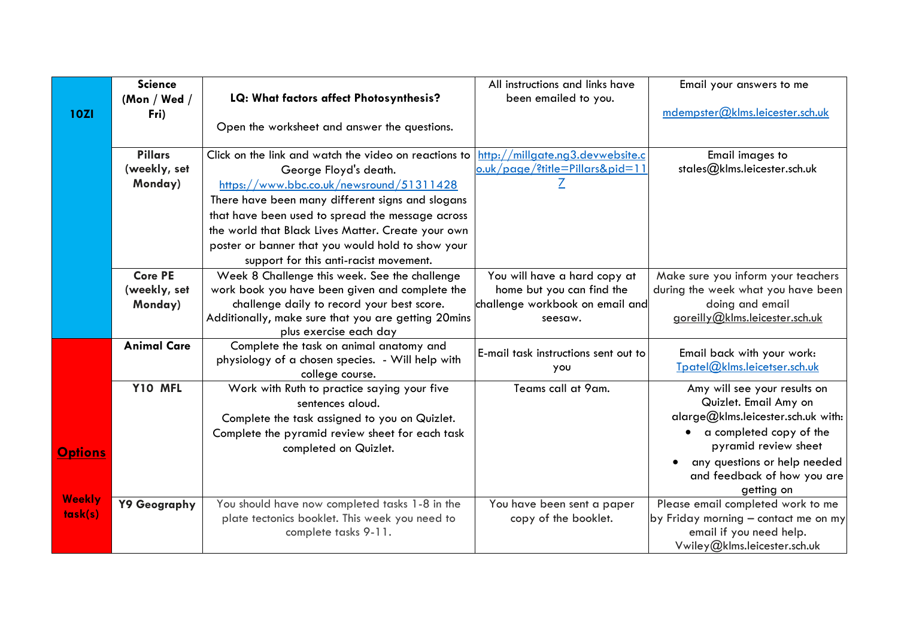| | | | | |
|---|---|---|---|---|
| **10ZI** | **Science (Mon / Wed / Fri)** | **LQ: What factors affect Photosynthesis?**<br><br>Open the worksheet and answer the questions. | All instructions and links have been emailed to you. | Email your answers to me<br><br>mdempster@klms.leicester.sch.uk |
| | **Pillars (weekly, set Monday)** | Click on the link and watch the video on reactions to George Floyd's death. https://www.bbc.co.uk/newsround/51311428 There have been many different signs and slogans that have been used to spread the message across the world that Black Lives Matter. Create your own poster or banner that you would hold to show your support for this anti-racist movement. | http://millgate.ng3.devwebsite.co.uk/page/?title=Pillars&pid=117 | Email images to stales@klms.leicester.sch.uk |
| | **Core PE (weekly, set Monday)** | Week 8 Challenge this week. See the challenge work book you have been given and complete the challenge daily to record your best score. Additionally, make sure that you are getting 20mins plus exercise each day | You will have a hard copy at home but you can find the challenge workbook on email and seesaw. | Make sure you inform your teachers during the week what you have been doing and email goreilly@klms.leicester.sch.uk |
| **Options**<br><br>**Weekly task(s)** | **Animal Care** | Complete the task on animal anatomy and physiology of a chosen species. - Will help with college course. | E-mail task instructions sent out to you | Email back with your work: Tpatel@klms.leicetser.sch.uk |
| | **Y10 MFL** | Work with Ruth to practice saying your five sentences aloud.<br>Complete the task assigned to you on Quizlet.<br>Complete the pyramid review sheet for each task completed on Quizlet. | Teams call at 9am. | Amy will see your results on Quizlet. Email Amy on alarge@klms.leicester.sch.uk with:<br>• a completed copy of the pyramid review sheet<br>• any questions or help needed and feedback of how you are getting on |
| | **Y9 Geography** | You should have now completed tasks 1-8 in the plate tectonics booklet. This week you need to complete tasks 9-11. | You have been sent a paper copy of the booklet. | Please email completed work to me by Friday morning – contact me on my email if you need help. Vwiley@klms.leicester.sch.uk |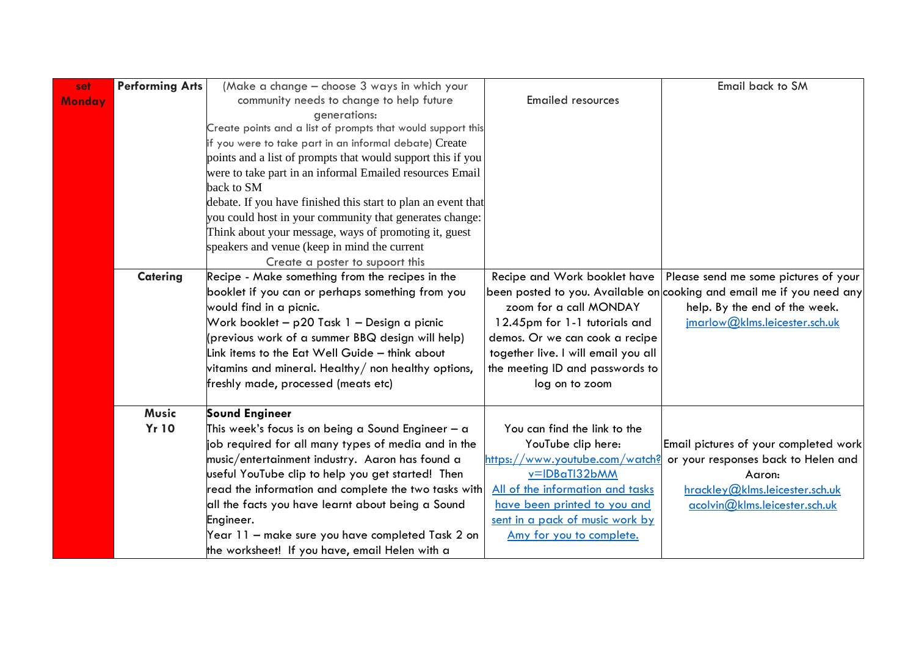| | | | | |
|---|---|---|---|---|
| set Monday | **Performing Arts** | (Make a change – choose 3 ways in which your community needs to change to help future generations:<br>Create points and a list of prompts that would support this if you were to take part in an informal debate) Create points and a list of prompts that would support this if you were to take part in an informal Emailed resources Email back to SM<br>debate. If you have finished this start to plan an event that you could host in your community that generates change: Think about your message, ways of promoting it, guest speakers and venue (keep in mind the current<br>Create a poster to supoort this | Emailed resources | Email back to SM |
| | **Catering** | Recipe - Make something from the recipes in the booklet if you can or perhaps something from you would find in a picnic.<br>Work booklet – p20 Task 1 – Design a picnic (previous work of a summer BBQ design will help)<br>Link items to the Eat Well Guide – think about vitamins and mineral. Healthy/ non healthy options, freshly made, processed (meats etc) | Recipe and Work booklet have been posted to you. Available on zoom for a call MONDAY 12.45pm for 1-1 tutorials and demos. Or we can cook a recipe together live. I will email you all the meeting ID and passwords to log on to zoom | Please send me some pictures of your cooking and email me if you need any help. By the end of the week.<br>jmarlow@klms.leicester.sch.uk |
| | **Music Yr 10** | **Sound Engineer**<br>This week's focus is on being a Sound Engineer – a job required for all many types of media and in the music/entertainment industry. Aaron has found a useful YouTube clip to help you get started! Then read the information and complete the two tasks with all the facts you have learnt about being a Sound Engineer.<br>Year 11 – make sure you have completed Task 2 on the worksheet! If you have, email Helen with a | You can find the link to the YouTube clip here:<br>https://www.youtube.com/watch?v=IDBaTI32bMM<br>All of the information and tasks have been printed to you and sent in a pack of music work by Amy for you to complete. | Email pictures of your completed work or your responses back to Helen and Aaron:<br>hrackley@klms.leicester.sch.uk<br>acolvin@klms.leicester.sch.uk |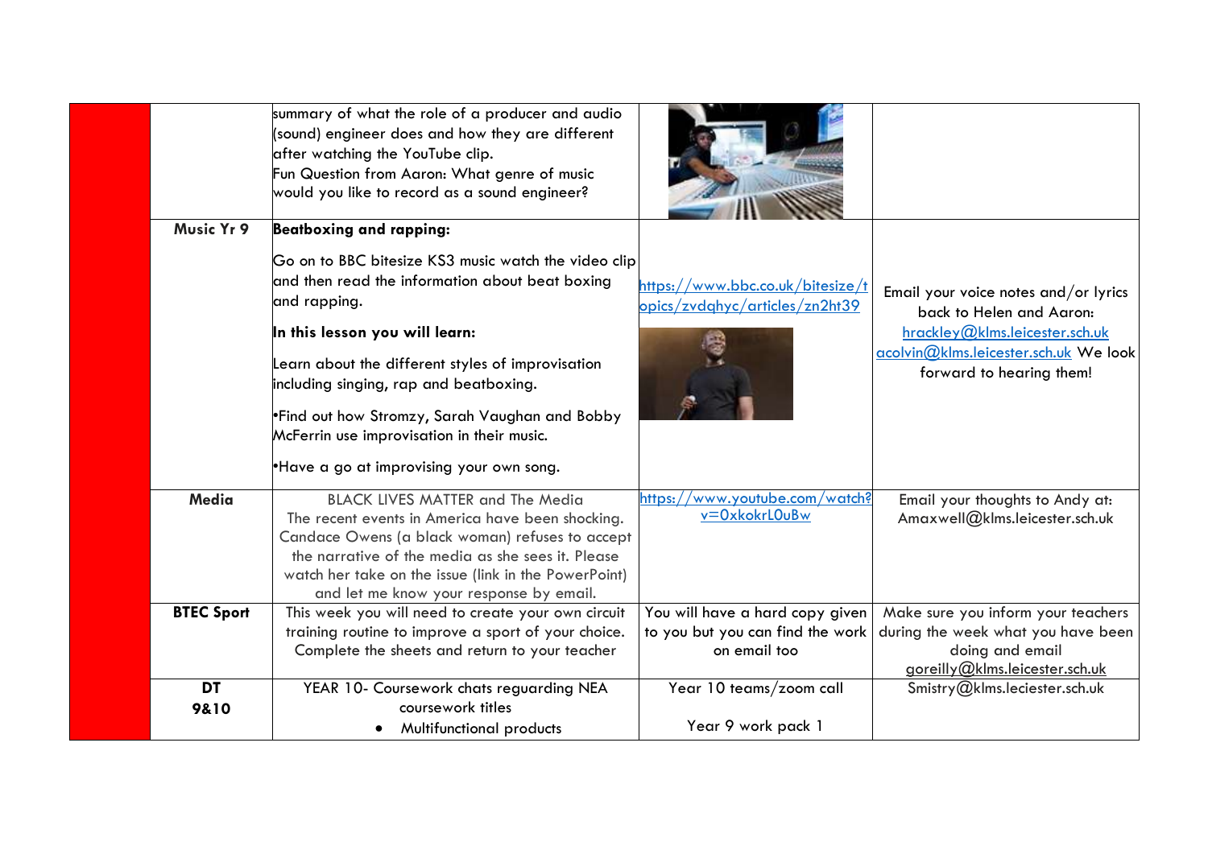| | | | | |
|---|---|---|---|---|
| | | summary of what the role of a producer and audio (sound) engineer does and how they are different after watching the YouTube clip.<br>Fun Question from Aaron: What genre of music would you like to record as a sound engineer? | | |
| | **Music Yr 9** | **Beatboxing and rapping:**<br><br>Go on to BBC bitesize KS3 music watch the video clip and then read the information about beat boxing and rapping.<br><br>**In this lesson you will learn:**<br><br>Learn about the different styles of improvisation including singing, rap and beatboxing.<br><br>•Find out how Stromzy, Sarah Vaughan and Bobby McFerrin use improvisation in their music.<br><br>•Have a go at improvising your own song. | https://www.bbc.co.uk/bitesize/topics/zvdqhyc/articles/zn2ht39 | Email your voice notes and/or lyrics back to Helen and Aaron: hrackley@klms.leicester.sch.uk acolvin@klms.leicester.sch.uk We look forward to hearing them! |
| | **Media** | BLACK LIVES MATTER and The Media<br>The recent events in America have been shocking. Candace Owens (a black woman) refuses to accept the narrative of the media as she sees it. Please watch her take on the issue (link in the PowerPoint) and let me know your response by email. | https://www.youtube.com/watch?v=0xkokrL0uBw | Email your thoughts to Andy at: Amaxwell@klms.leicester.sch.uk |
| | **BTEC Sport** | This week you will need to create your own circuit training routine to improve a sport of your choice. Complete the sheets and return to your teacher | You will have a hard copy given to you but you can find the work on email too | Make sure you inform your teachers during the week what you have been doing and email goreilly@klms.leicester.sch.uk |
| | **DT 9&10** | YEAR 10- Coursework chats reguarding NEA coursework titles<br>• Multifunctional products | Year 10 teams/zoom call<br><br>Year 9 work pack 1 | Smistry@klms.leciester.sch.uk |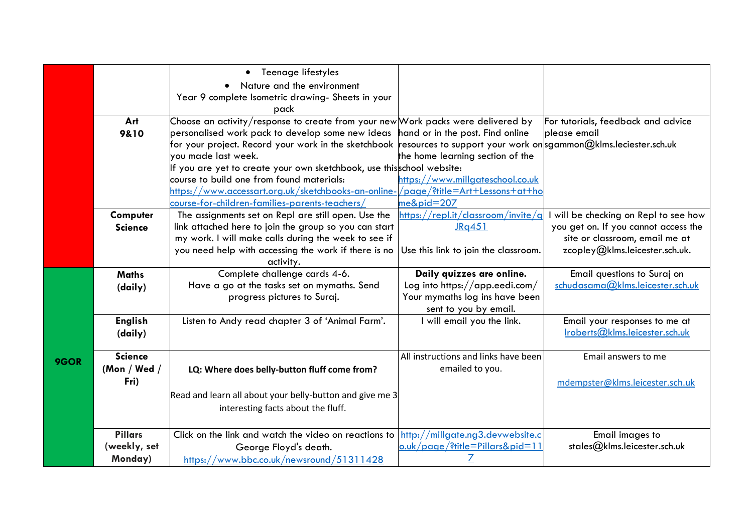| | | | | |
|---|---|---|---|---|
| | | • Teenage lifestyles<br>• Nature and the environment<br>Year 9 complete Isometric drawing- Sheets in your pack | | |
| | **Art 9&10** | Choose an activity/response to create from your new personalised work pack to develop some new ideas for your project. Record your work in the sketchbook you made last week.<br>If you are yet to create your own sketchbook, use this course to build one from found materials: https://www.accessart.org.uk/sketchbooks-an-online-course-for-children-families-parents-teachers/ | Work packs were delivered by hand or in the post. Find online resources to support your work on the home learning section of the school website: https://www.millgateschool.co.uk/page/?title=Art+Lessons+at+home&pid=207 | For tutorials, feedback and advice please email sgammon@klms.leciester.sch.uk |
| | **Computer Science** | The assignments set on Repl are still open. Use the link attached here to join the group so you can start my work. I will make calls during the week to see if you need help with accessing the work if there is no activity. | https://repl.it/classroom/invite/qJRq451<br>Use this link to join the classroom. | I will be checking on Repl to see how you get on. If you cannot access the site or classroom, email me at zcopley@klms.leicester.sch.uk. |
| **9GOR** | **Maths (daily)** | Complete challenge cards 4-6.<br>Have a go at the tasks set on mymaths. Send progress pictures to Suraj. | **Daily quizzes are online.**<br>Log into https://app.eedi.com/<br>Your mymaths log ins have been sent to you by email. | Email questions to Suraj on schudasama@klms.leicester.sch.uk |
| | **English (daily)** | Listen to Andy read chapter 3 of 'Animal Farm'. | I will email you the link. | Email your responses to me at lroberts@klms.leicester.sch.uk |
| | **Science (Mon / Wed / Fri)** | **LQ: Where does belly-button fluff come from?**<br>Read and learn all about your belly-button and give me 3 interesting facts about the fluff. | All instructions and links have been emailed to you. | Email answers to me<br>mdempster@klms.leicester.sch.uk |
| | **Pillars (weekly, set Monday)** | Click on the link and watch the video on reactions to George Floyd's death.<br>https://www.bbc.co.uk/newsround/51311428 | http://millgate.ng3.devwebsite.co.uk/page/?title=Pillars&pid=117 | Email images to stales@klms.leicester.sch.uk |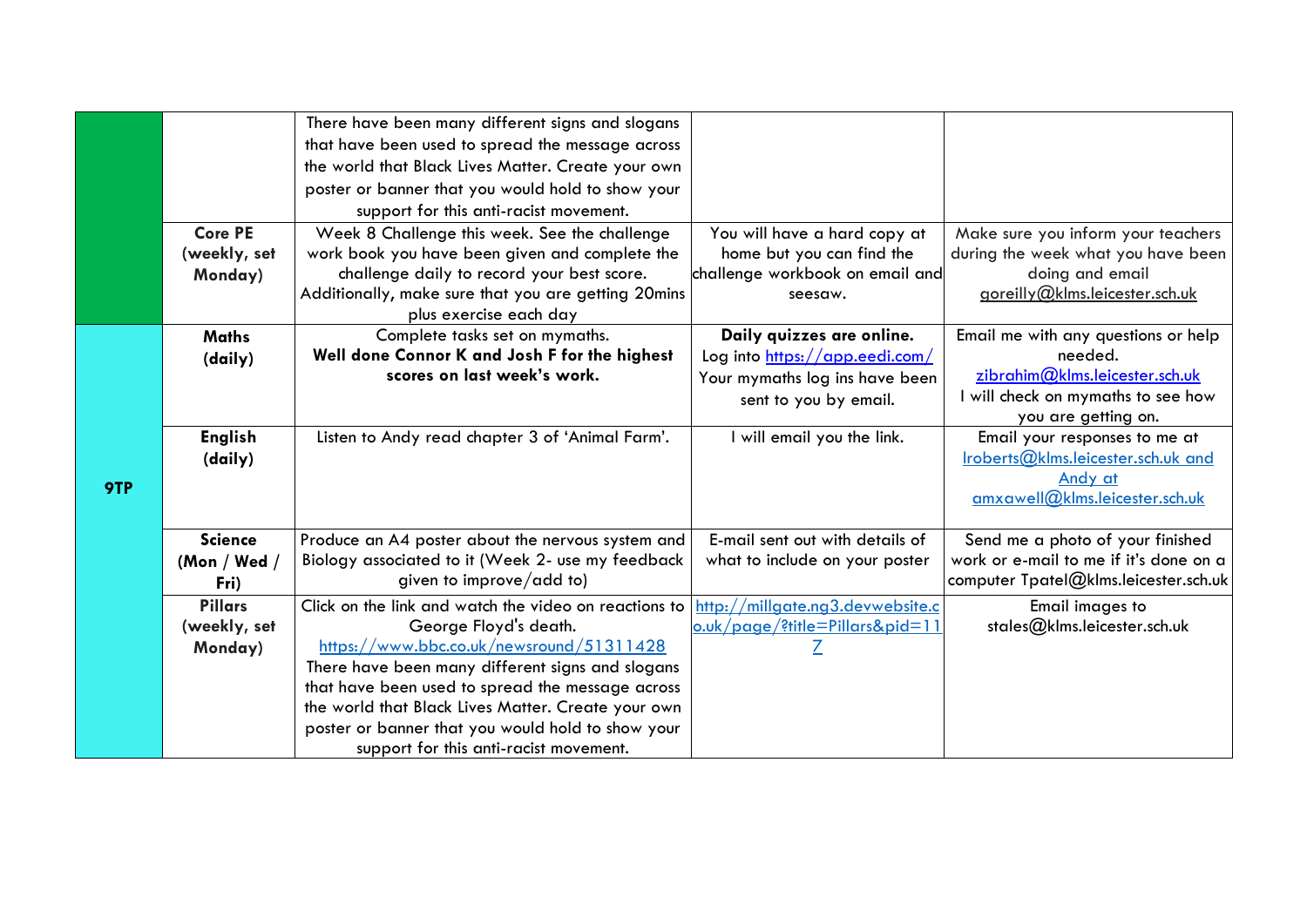| | | | | |
|---|---|---|---|---|
| | | There have been many different signs and slogans that have been used to spread the message across the world that Black Lives Matter. Create your own poster or banner that you would hold to show your support for this anti-racist movement. | | |
| | **Core PE (weekly, set Monday)** | Week 8 Challenge this week. See the challenge work book you have been given and complete the challenge daily to record your best score. Additionally, make sure that you are getting 20mins plus exercise each day | You will have a hard copy at home but you can find the challenge workbook on email and seesaw. | Make sure you inform your teachers during the week what you have been doing and email goreilly@klms.leicester.sch.uk |
| **9TP** | **Maths (daily)** | Complete tasks set on mymaths. **Well done Connor K and Josh F for the highest scores on last week's work.** | **Daily quizzes are online.** Log into https://app.eedi.com/ Your mymaths log ins have been sent to you by email. | Email me with any questions or help needed. zibrahim@klms.leicester.sch.uk I will check on mymaths to see how you are getting on. |
| | **English (daily)** | Listen to Andy read chapter 3 of 'Animal Farm'. | I will email you the link. | Email your responses to me at lroberts@klms.leicester.sch.uk and Andy at amxawell@klms.leicester.sch.uk |
| | **Science (Mon / Wed / Fri)** | Produce an A4 poster about the nervous system and Biology associated to it (Week 2- use my feedback given to improve/add to) | E-mail sent out with details of what to include on your poster | Send me a photo of your finished work or e-mail to me if it's done on a computer Tpatel@klms.leicester.sch.uk |
| | **Pillars (weekly, set Monday)** | Click on the link and watch the video on reactions to George Floyd's death. https://www.bbc.co.uk/newsround/51311428 There have been many different signs and slogans that have been used to spread the message across the world that Black Lives Matter. Create your own poster or banner that you would hold to show your support for this anti-racist movement. | http://millgate.ng3.devwebsite.co.uk/page/?title=Pillars&pid=117 | Email images to stales@klms.leicester.sch.uk |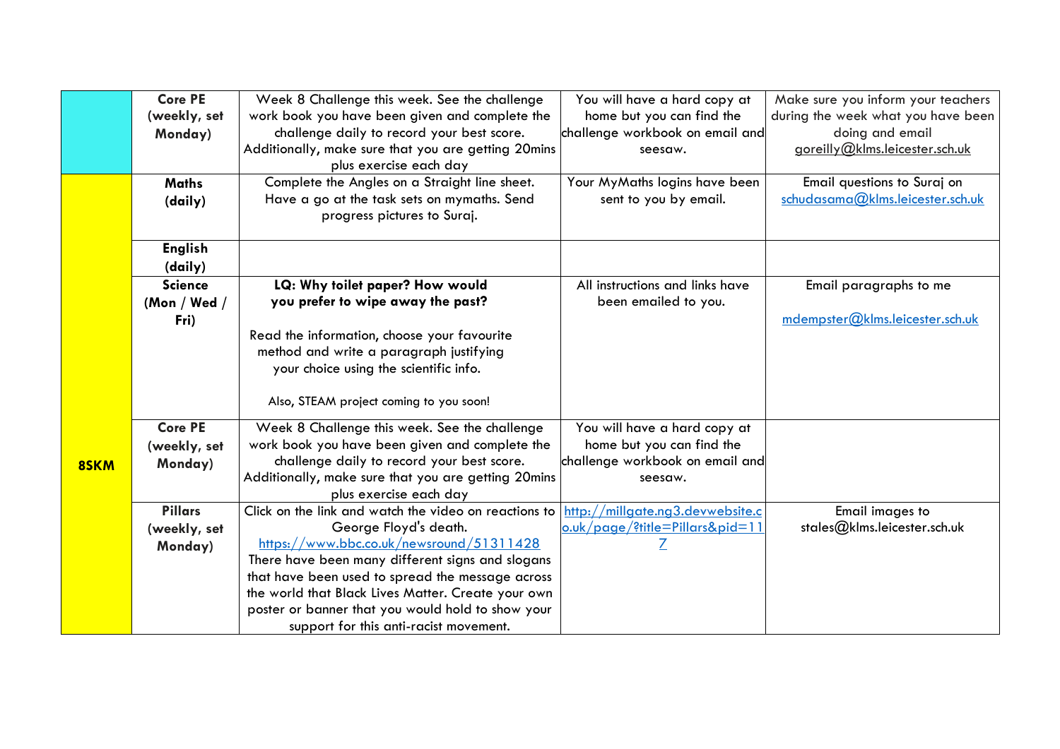|  | Core PE (weekly, set Monday) | Week 8 Challenge this week. See the challenge work book you have been given and complete the challenge daily to record your best score. Additionally, make sure that you are getting 20mins plus exercise each day | You will have a hard copy at home but you can find the challenge workbook on email and seesaw. | Make sure you inform your teachers during the week what you have been doing and email goreilly@klms.leicester.sch.uk |
|---|---|---|---|---|
| 8SKM | Maths (daily) | Complete the Angles on a Straight line sheet. Have a go at the task sets on mymaths. Send progress pictures to Suraj. | Your MyMaths logins have been sent to you by email. | Email questions to Suraj on schudasama@klms.leicester.sch.uk |
|  | English (daily) |  |  |  |
|  | Science (Mon / Wed / Fri) | **LQ: Why toilet paper? How would you prefer to wipe away the past?**<br><br>Read the information, choose your favourite method and write a paragraph justifying your choice using the scientific info.<br><br>Also, STEAM project coming to you soon! | All instructions and links have been emailed to you. | Email paragraphs to me<br><br>mdempster@klms.leicester.sch.uk |
|  | Core PE (weekly, set Monday) | Week 8 Challenge this week. See the challenge work book you have been given and complete the challenge daily to record your best score. Additionally, make sure that you are getting 20mins plus exercise each day | You will have a hard copy at home but you can find the challenge workbook on email and seesaw. |  |
|  | Pillars (weekly, set Monday) | Click on the link and watch the video on reactions to George Floyd's death. https://www.bbc.co.uk/newsround/51311428 There have been many different signs and slogans that have been used to spread the message across the world that Black Lives Matter. Create your own poster or banner that you would hold to show your support for this anti-racist movement. | http://millgate.ng3.devwebsite.co.uk/page/?title=Pillars&pid=117 | Email images to stales@klms.leicester.sch.uk |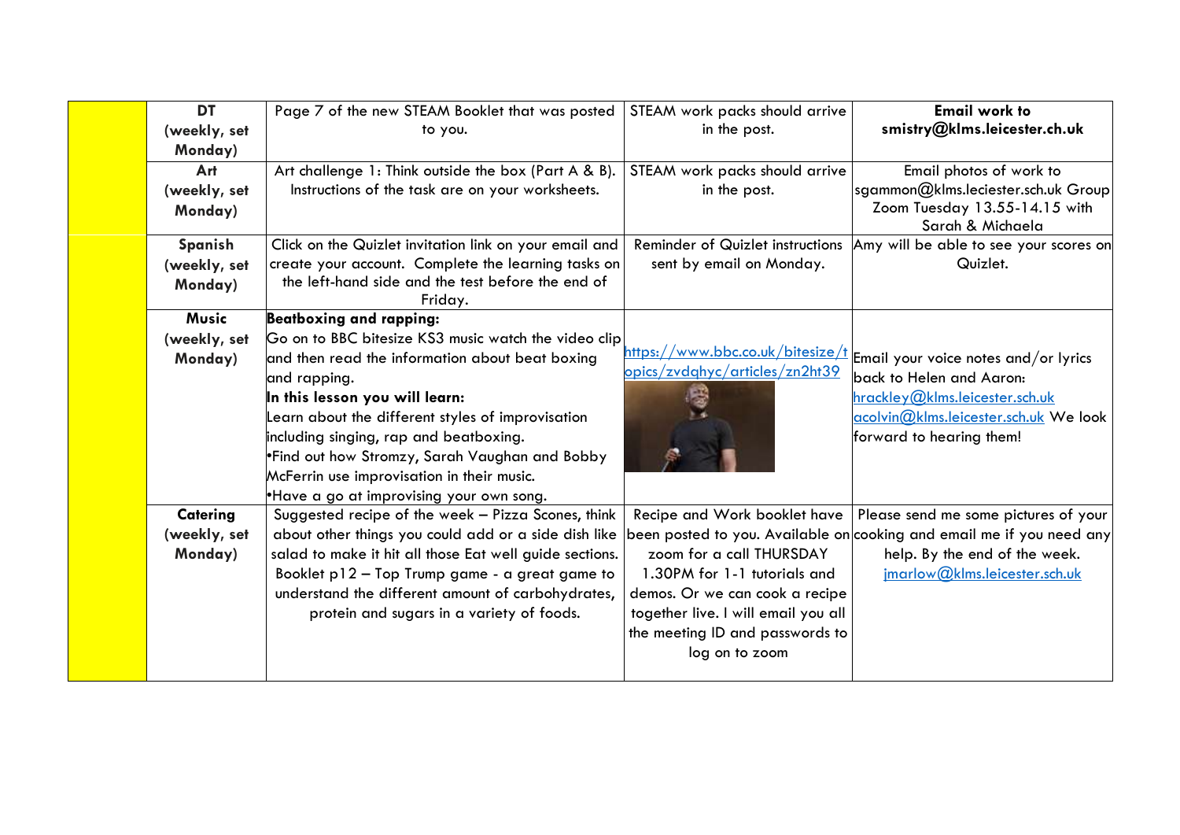| | | | | |
|---|---|---|---|---|
| | **DT (weekly, set Monday)** | Page 7 of the new STEAM Booklet that was posted to you. | STEAM work packs should arrive in the post. | **Email work to smistry@klms.leicester.ch.uk** |
| | **Art (weekly, set Monday)** | Art challenge 1: Think outside the box (Part A & B). Instructions of the task are on your worksheets. | STEAM work packs should arrive in the post. | Email photos of work to sgammon@klms.leciester.sch.uk Group Zoom Tuesday 13.55-14.15 with Sarah & Michaela |
| | **Spanish (weekly, set Monday)** | Click on the Quizlet invitation link on your email and create your account. Complete the learning tasks on the left-hand side and the test before the end of Friday. | Reminder of Quizlet instructions sent by email on Monday. | Amy will be able to see your scores on Quizlet. |
| | **Music (weekly, set Monday)** | **Beatboxing and rapping:** Go on to BBC bitesize KS3 music watch the video clip and then read the information about beat boxing and rapping. **In this lesson you will learn:** Learn about the different styles of improvisation including singing, rap and beatboxing. •Find out how Stromzy, Sarah Vaughan and Bobby McFerrin use improvisation in their music. •Have a go at improvising your own song. | https://www.bbc.co.uk/bitesize/topics/zvdqhyc/articles/zn2ht39 | Email your voice notes and/or lyrics back to Helen and Aaron: hrackley@klms.leicester.sch.uk acolvin@klms.leicester.sch.uk We look forward to hearing them! |
| | **Catering (weekly, set Monday)** | Suggested recipe of the week – Pizza Scones, think about other things you could add or a side dish like salad to make it hit all those Eat well guide sections. Booklet p12 – Top Trump game - a great game to understand the different amount of carbohydrates, protein and sugars in a variety of foods. | Recipe and Work booklet have been posted to you. Available on zoom for a call THURSDAY 1.30PM for 1-1 tutorials and demos. Or we can cook a recipe together live. I will email you all the meeting ID and passwords to log on to zoom | Please send me some pictures of your cooking and email me if you need any help. By the end of the week. jmarlow@klms.leicester.sch.uk |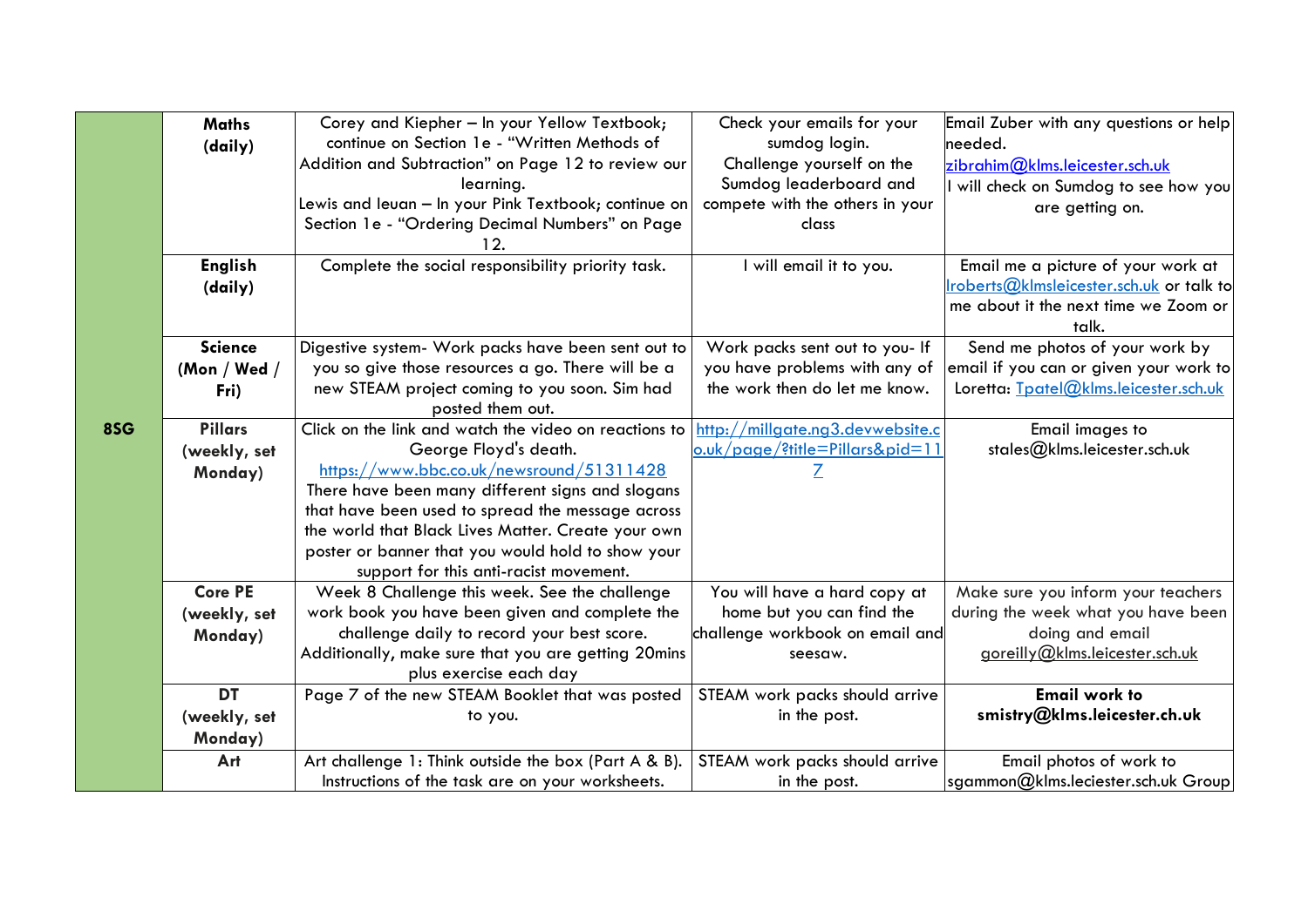| | | | | |
|---|---|---|---|---|
| **8SG** | **Maths (daily)** | Corey and Kiepher – In your Yellow Textbook; continue on Section 1e - "Written Methods of Addition and Subtraction" on Page 12 to review our learning.<br>Lewis and Ieuan – In your Pink Textbook; continue on Section 1e - "Ordering Decimal Numbers" on Page 12. | Check your emails for your sumdog login.<br>Challenge yourself on the Sumdog leaderboard and compete with the others in your class | Email Zuber with any questions or help needed.<br>zibrahim@klms.leicester.sch.uk<br>I will check on Sumdog to see how you are getting on. |
| | **English (daily)** | Complete the social responsibility priority task. | I will email it to you. | Email me a picture of your work at lroberts@klmsleicester.sch.uk or talk to me about it the next time we Zoom or talk. |
| | **Science (Mon / Wed / Fri)** | Digestive system- Work packs have been sent out to you so give those resources a go. There will be a new STEAM project coming to you soon. Sim had posted them out. | Work packs sent out to you- If you have problems with any of the work then do let me know. | Send me photos of your work by email if you can or given your work to Loretta: Tpatel@klms.leicester.sch.uk |
| | **Pillars (weekly, set Monday)** | Click on the link and watch the video on reactions to George Floyd's death.<br>https://www.bbc.co.uk/newsround/51311428<br>There have been many different signs and slogans that have been used to spread the message across the world that Black Lives Matter. Create your own poster or banner that you would hold to show your support for this anti-racist movement. | http://millgate.ng3.devwebsite.co.uk/page/?title=Pillars&pid=117 | Email images to stales@klms.leicester.sch.uk |
| | **Core PE (weekly, set Monday)** | Week 8 Challenge this week. See the challenge work book you have been given and complete the challenge daily to record your best score. Additionally, make sure that you are getting 20mins plus exercise each day | You will have a hard copy at home but you can find the challenge workbook on email and seesaw. | Make sure you inform your teachers during the week what you have been doing and email goreilly@klms.leicester.sch.uk |
| | **DT (weekly, set Monday)** | Page 7 of the new STEAM Booklet that was posted to you. | STEAM work packs should arrive in the post. | **Email work to smistry@klms.leicester.ch.uk** |
| | **Art** | Art challenge 1: Think outside the box (Part A & B). Instructions of the task are on your worksheets. | STEAM work packs should arrive in the post. | Email photos of work to sgammon@klms.leciester.sch.uk Group |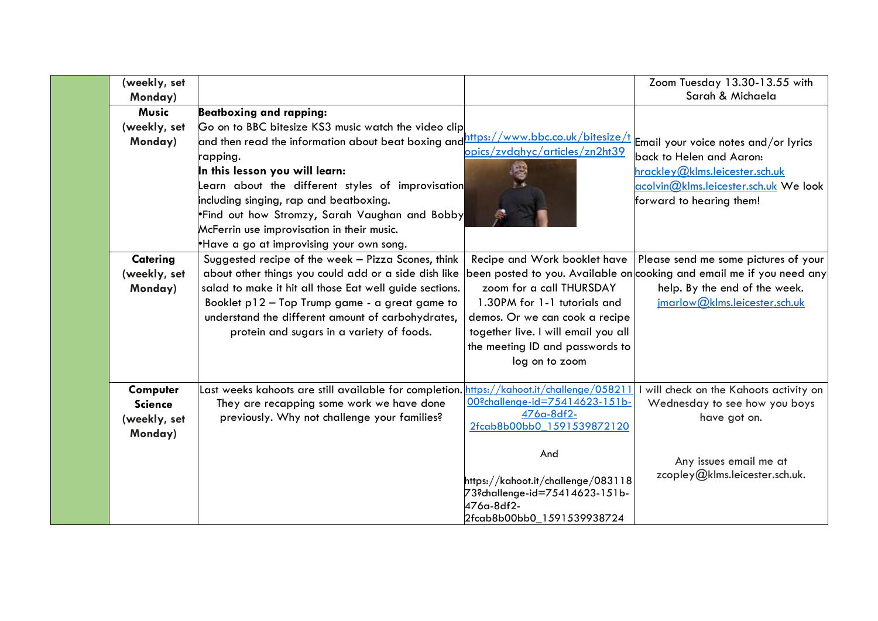| | | | | |
|---|---|---|---|---|
| | (weekly, set Monday) | | | Zoom Tuesday 13.30-13.55 with Sarah & Michaela |
| | **Music** (weekly, set Monday) | **Beatboxing and rapping:** Go on to BBC bitesize KS3 music watch the video clip and then read the information about beat boxing and rapping. **In this lesson you will learn:** Learn about the different styles of improvisation including singing, rap and beatboxing. •Find out how Stromzy, Sarah Vaughan and Bobby McFerrin use improvisation in their music. •Have a go at improvising your own song. | https://www.bbc.co.uk/bitesize/topics/zvdghyc/articles/zn2ht39 | Email your voice notes and/or lyrics back to Helen and Aaron: hrackley@klms.leicester.sch.uk acolvin@klms.leicester.sch.uk We look forward to hearing them! |
| | **Catering** (weekly, set Monday) | Suggested recipe of the week – Pizza Scones, think about other things you could add or a side dish like salad to make it hit all those Eat well guide sections. Booklet p12 – Top Trump game - a great game to understand the different amount of carbohydrates, protein and sugars in a variety of foods. | Recipe and Work booklet have been posted to you. Available on zoom for a call THURSDAY 1.30PM for 1-1 tutorials and demos. Or we can cook a recipe together live. I will email you all the meeting ID and passwords to log on to zoom | Please send me some pictures of your cooking and email me if you need any help. By the end of the week. jmarlow@klms.leicester.sch.uk |
| | **Computer Science** (weekly, set Monday) | Last weeks kahoots are still available for completion. They are recapping some work we have done previously. Why not challenge your families? | https://kahoot.it/challenge/05821100?challenge-id=75414623-151b-476a-8df2-2fcab8b00bb0_1591539872120 And https://kahoot.it/challenge/08311873?challenge-id=75414623-151b-476a-8df2-2fcab8b00bb0_1591539938724 | I will check on the Kahoots activity on Wednesday to see how you boys have got on. Any issues email me at zcopley@klms.leicester.sch.uk. |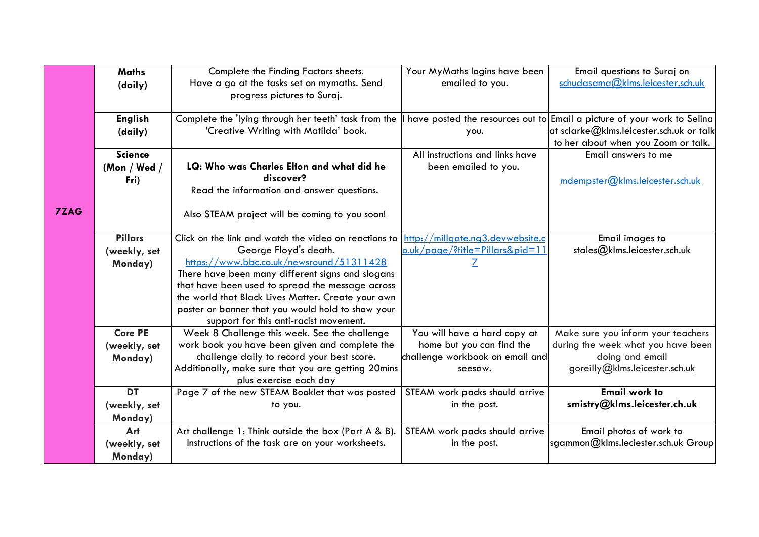| | | | | |
|---|---|---|---|---|
| **7ZAG** | **Maths (daily)** | Complete the Finding Factors sheets. Have a go at the tasks set on mymaths. Send progress pictures to Suraj. | Your MyMaths logins have been emailed to you. | Email questions to Suraj on schudasama@klms.leicester.sch.uk |
| | **English (daily)** | Complete the 'lying through her teeth' task from the 'Creative Writing with Matilda' book. | I have posted the resources out to you. | Email a picture of your work to Selina at sclarke@klms.leicester.sch.uk or talk to her about when you Zoom or talk. |
| | **Science (Mon / Wed / Fri)** | **LQ: Who was Charles Elton and what did he discover?** Read the information and answer questions.<br><br>Also STEAM project will be coming to you soon! | All instructions and links have been emailed to you. | Email answers to me<br><br>mdempster@klms.leicester.sch.uk |
| | **Pillars (weekly, set Monday)** | Click on the link and watch the video on reactions to George Floyd's death. https://www.bbc.co.uk/newsround/51311428 There have been many different signs and slogans that have been used to spread the message across the world that Black Lives Matter. Create your own poster or banner that you would hold to show your support for this anti-racist movement. | http://millgate.ng3.devwebsite.co.uk/page/?title=Pillars&pid=117 | Email images to stales@klms.leicester.sch.uk |
| | **Core PE (weekly, set Monday)** | Week 8 Challenge this week. See the challenge work book you have been given and complete the challenge daily to record your best score. Additionally, make sure that you are getting 20mins plus exercise each day | You will have a hard copy at home but you can find the challenge workbook on email and seesaw. | Make sure you inform your teachers during the week what you have been doing and email goreilly@klms.leicester.sch.uk |
| | **DT (weekly, set Monday)** | Page 7 of the new STEAM Booklet that was posted to you. | STEAM work packs should arrive in the post. | **Email work to smistry@klms.leicester.ch.uk** |
| | **Art (weekly, set Monday)** | Art challenge 1: Think outside the box (Part A & B). Instructions of the task are on your worksheets. | STEAM work packs should arrive in the post. | Email photos of work to sgammon@klms.leciester.sch.uk Group |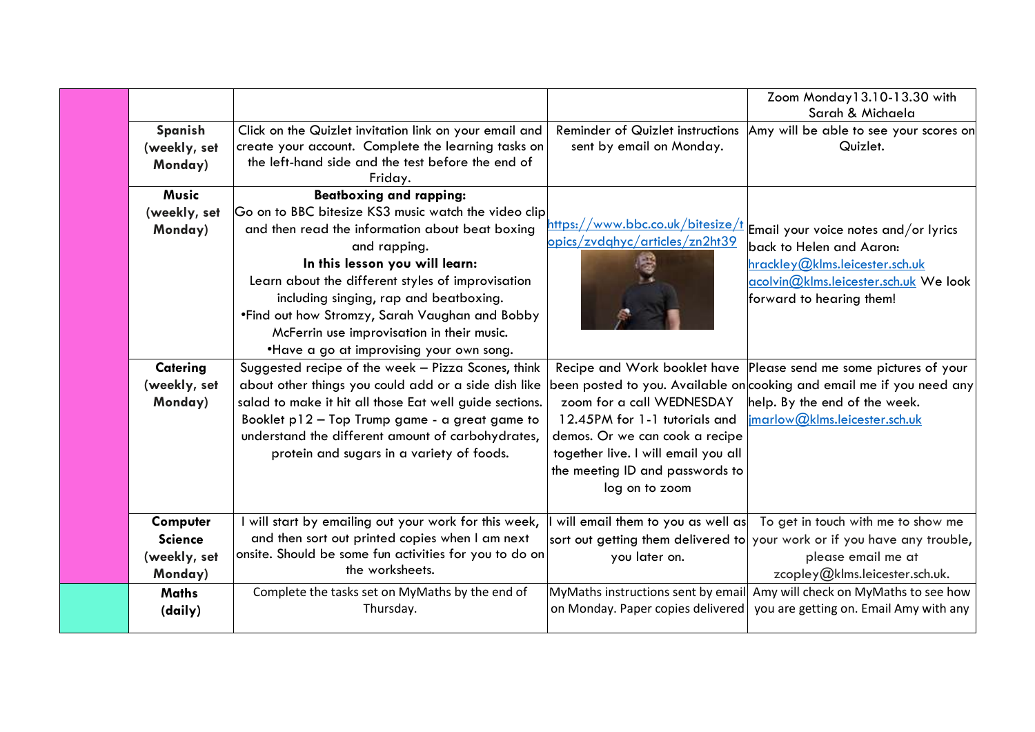| | | | | |
|---|---|---|---|---|
| | | | | Zoom Monday13.10-13.30 with Sarah & Michaela |
| | **Spanish (weekly, set Monday)** | Click on the Quizlet invitation link on your email and create your account. Complete the learning tasks on the left-hand side and the test before the end of Friday. | Reminder of Quizlet instructions sent by email on Monday. | Amy will be able to see your scores on Quizlet. |
| | **Music (weekly, set Monday)** | **Beatboxing and rapping:** Go on to BBC bitesize KS3 music watch the video clip and then read the information about beat boxing and rapping. **In this lesson you will learn:** Learn about the different styles of improvisation including singing, rap and beatboxing. •Find out how Stromzy, Sarah Vaughan and Bobby McFerrin use improvisation in their music. •Have a go at improvising your own song. | https://www.bbc.co.uk/bitesize/topics/zvdqhyc/articles/zn2ht39 | Email your voice notes and/or lyrics back to Helen and Aaron: hrackley@klms.leicester.sch.uk acolvin@klms.leicester.sch.uk We look forward to hearing them! |
| | **Catering (weekly, set Monday)** | Suggested recipe of the week – Pizza Scones, think about other things you could add or a side dish like salad to make it hit all those Eat well guide sections. Booklet p12 – Top Trump game - a great game to understand the different amount of carbohydrates, protein and sugars in a variety of foods. | Recipe and Work booklet have been posted to you. Available on zoom for a call WEDNESDAY 12.45PM for 1-1 tutorials and demos. Or we can cook a recipe together live. I will email you all the meeting ID and passwords to log on to zoom | Please send me some pictures of your cooking and email me if you need any help. By the end of the week. jmarlow@klms.leicester.sch.uk |
| | **Computer Science (weekly, set Monday)** | I will start by emailing out your work for this week, and then sort out printed copies when I am next onsite. Should be some fun activities for you to do on the worksheets. | I will email them to you as well as sort out getting them delivered to you later on. | To get in touch with me to show me your work or if you have any trouble, please email me at zcopley@klms.leicester.sch.uk. |
| | **Maths (daily)** | Complete the tasks set on MyMaths by the end of Thursday. | MyMaths instructions sent by email on Monday. Paper copies delivered | Amy will check on MyMaths to see how you are getting on. Email Amy with any |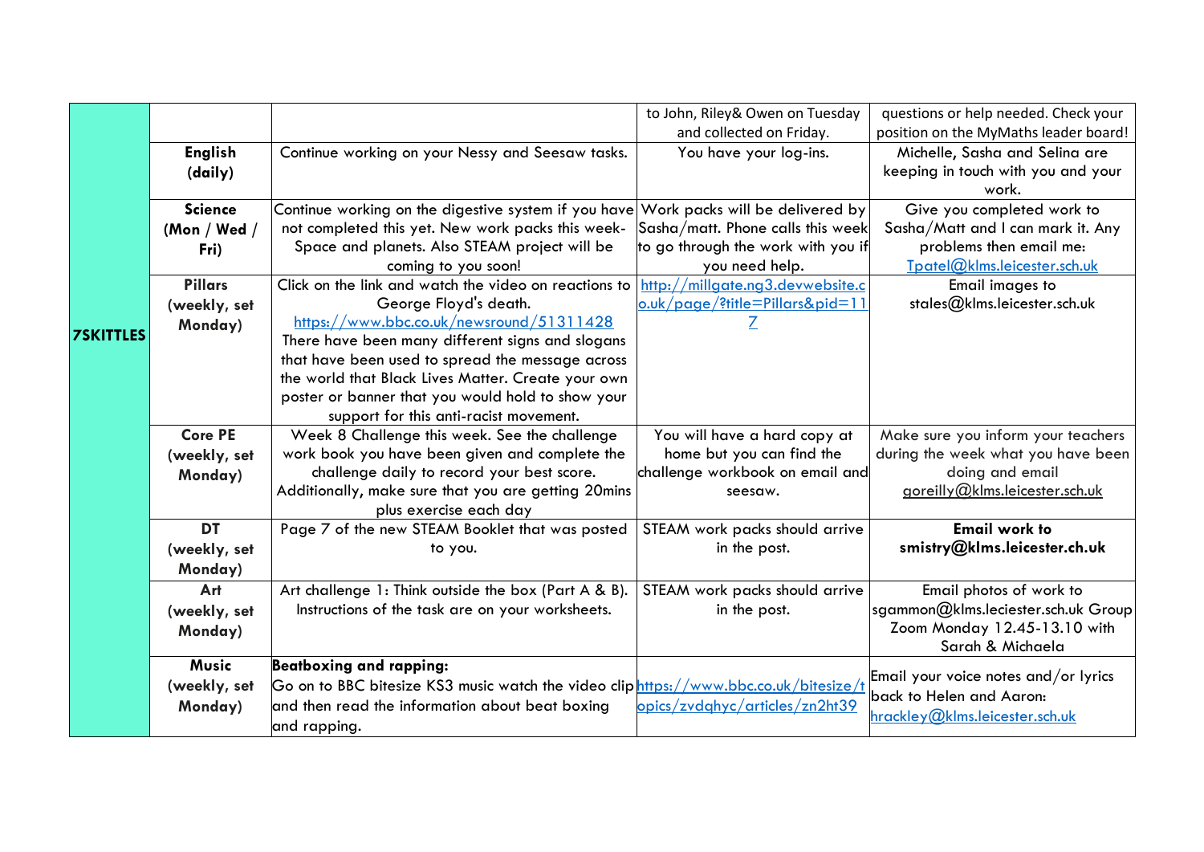| | | | | |
|---|---|---|---|---|
| | | | to John, Riley& Owen on Tuesday and collected on Friday. | questions or help needed. Check your position on the MyMaths leader board! |
| | **English (daily)** | Continue working on your Nessy and Seesaw tasks. | You have your log-ins. | Michelle, Sasha and Selina are keeping in touch with you and your work. |
| | **Science (Mon / Wed / Fri)** | Continue working on the digestive system if you have not completed this yet. New work packs this week- Space and planets. Also STEAM project will be coming to you soon! | Work packs will be delivered by Sasha/matt. Phone calls this week to go through the work with you if you need help. | Give you completed work to Sasha/Matt and I can mark it. Any problems then email me: Tpatel@klms.leicester.sch.uk |
| **7SKITTLES** | **Pillars (weekly, set Monday)** | Click on the link and watch the video on reactions to George Floyd's death. https://www.bbc.co.uk/newsround/51311428 There have been many different signs and slogans that have been used to spread the message across the world that Black Lives Matter. Create your own poster or banner that you would hold to show your support for this anti-racist movement. | http://millgate.ng3.devwebsite.co.uk/page/?title=Pillars&pid=117 | Email images to stales@klms.leicester.sch.uk |
| | **Core PE (weekly, set Monday)** | Week 8 Challenge this week. See the challenge work book you have been given and complete the challenge daily to record your best score. Additionally, make sure that you are getting 20mins plus exercise each day | You will have a hard copy at home but you can find the challenge workbook on email and seesaw. | Make sure you inform your teachers during the week what you have been doing and email goreilly@klms.leicester.sch.uk |
| | **DT (weekly, set Monday)** | Page 7 of the new STEAM Booklet that was posted to you. | STEAM work packs should arrive in the post. | **Email work to smistry@klms.leicester.ch.uk** |
| | **Art (weekly, set Monday)** | Art challenge 1: Think outside the box (Part A & B). Instructions of the task are on your worksheets. | STEAM work packs should arrive in the post. | Email photos of work to sgammon@klms.leciester.sch.uk Group Zoom Monday 12.45-13.10 with Sarah & Michaela |
| | **Music (weekly, set Monday)** | **Beatboxing and rapping:** Go on to BBC bitesize KS3 music watch the video clip and then read the information about beat boxing and rapping. | https://www.bbc.co.uk/bitesize/topics/zvdqhyc/articles/zn2ht39 | Email your voice notes and/or lyrics back to Helen and Aaron: hrackley@klms.leicester.sch.uk |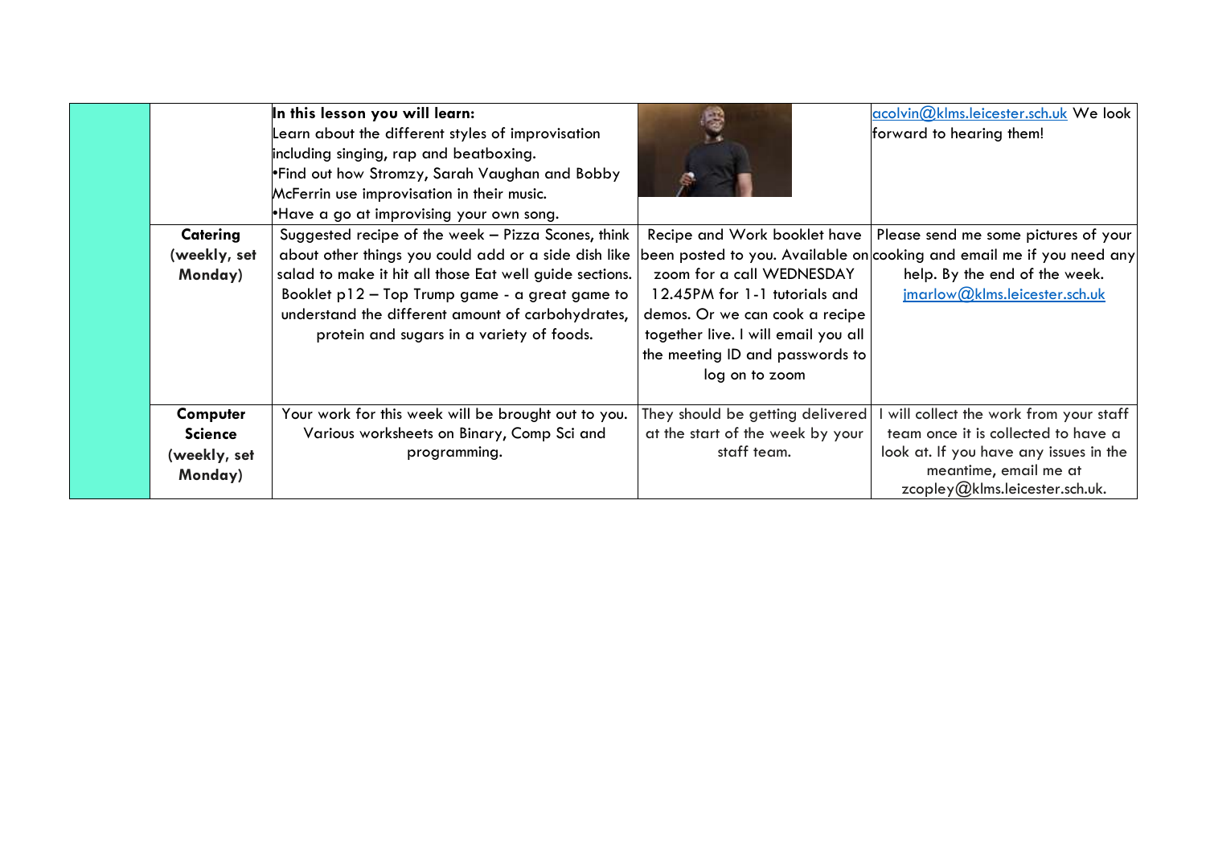| | | | | |
|---|---|---|---|---|
| | | **In this lesson you will learn:**<br>Learn about the different styles of improvisation including singing, rap and beatboxing.<br>•Find out how Stromzy, Sarah Vaughan and Bobby McFerrin use improvisation in their music.<br>•Have a go at improvising your own song. | | acolvin@klms.leicester.sch.uk We look forward to hearing them! |
| | **Catering (weekly, set Monday)** | Suggested recipe of the week – Pizza Scones, think about other things you could add or a side dish like salad to make it hit all those Eat well guide sections. Booklet p12 – Top Trump game - a great game to understand the different amount of carbohydrates, protein and sugars in a variety of foods. | Recipe and Work booklet have been posted to you. Available on zoom for a call WEDNESDAY 12.45PM for 1-1 tutorials and demos. Or we can cook a recipe together live. I will email you all the meeting ID and passwords to log on to zoom | Please send me some pictures of your cooking and email me if you need any help. By the end of the week. jmarlow@klms.leicester.sch.uk |
| | **Computer Science (weekly, set Monday)** | Your work for this week will be brought out to you. Various worksheets on Binary, Comp Sci and programming. | They should be getting delivered at the start of the week by your staff team. | I will collect the work from your staff team once it is collected to have a look at. If you have any issues in the meantime, email me at zcopley@klms.leicester.sch.uk. |